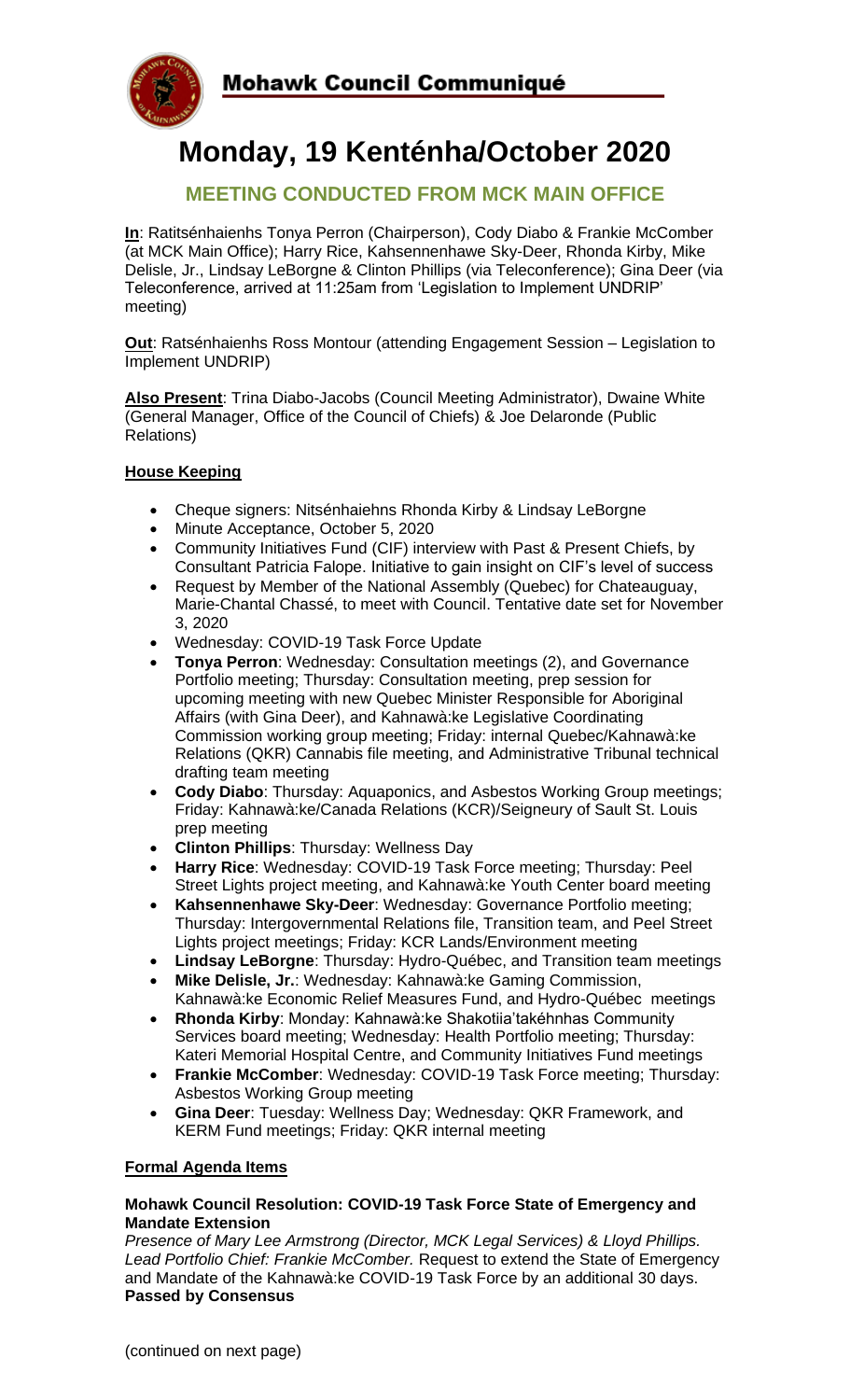# Mohawk Council Communiqué

# Monday, 19 Kenténha/October 2020

## MEETING CONDUCTED FROM MCK MAIN OFFICE

**In**: Ratitsénhaienhs Tonya Perron (Chairperson), Cody Diabo & Frankie McComber (at MCK Main Office); Harry Rice, Kahsennenhawe Sky-Deer, Rhonda Kirby, Mike Delisle, Jr., Lindsay LeBorgne & Clinton Phillips (via Teleconference); Gina Deer (via Teleconference, arrived at 11:25am from 'Legislation to Implement UNDRIP' meeting)

**Out**: Ratsénhaienhs Ross Montour (attending Engagement Session – Legislation to Implement UNDRIP)

**Also Present**: Trina Diabo-Jacobs (Council Meeting Administrator), Dwaine White (General Manager, Office of the Council of Chiefs) & Joe Delaronde (Public Relations)

### House Keeping

- Cheque signers: Nitsénhaiehns Rhonda Kirby & Lindsay LeBorgne
- Minute Acceptance, October 5, 2020
- Community Initiatives Fund (CIF) interview with Past & Present Chiefs, by Consultant Patricia Falope. Initiative to gain insight on CIF's level of success
- Request by Member of the National Assembly (Quebec) for Chateauguay, Marie-Chantal Chassé, to meet with Council. Tentative date set for November 3, 2020
- Wednesday: COVID-19 Task Force Update
- **Tonya Perron**: Wednesday: Consultation meetings (2), and Governance Portfolio meeting; Thursday: Consultation meeting, prep session for upcoming meeting with new Quebec Minister Responsible for Aboriginal Affairs (with Gina Deer), and Kahnawà:ke Legislative Coordinating Commission working group meeting; Friday: internal Quebec/Kahnawà:ke Relations (QKR) Cannabis file meeting, and Administrative Tribunal technical drafting team meeting
- **Cody Diabo**: Thursday: Aquaponics, and Asbestos Working Group meetings; Friday: Kahnawà:ke/Canada Relations (KCR)/Seigneury of Sault St. Louis prep meeting
- **Clinton Phillips**: Thursday: Wellness Day
- **Harry Rice**: Wednesday: COVID-19 Task Force meeting; Thursday: Peel Street Lights project meeting, and Kahnawà:ke Youth Center board meeting
- **Kahsennenhawe Sky-Deer**: Wednesday: Governance Portfolio meeting; Thursday: Intergovernmental Relations file, Transition team, and Peel Street Lights project meetings; Friday: KCR Lands/Environment meeting
- **Lindsay LeBorgne**: Thursday: Hydro-Québec, and Transition team meetings
- **Mike Delisle, Jr.**: Wednesday: Kahnawà:ke Gaming Commission, Kahnawà:ke Economic Relief Measures Fund, and Hydro-Québec meetings
- **Rhonda Kirby**: Monday: Kahnawà:ke Shakotiia'takéhnhas Community Services board meeting; Wednesday: Health Portfolio meeting; Thursday: Kateri Memorial Hospital Centre, and Community Initiatives Fund meetings
- **Frankie McComber**: Wednesday: COVID-19 Task Force meeting; Thursday: Asbestos Working Group meeting
- **Gina Deer**: Tuesday: Wellness Day; Wednesday: QKR Framework, and KERM Fund meetings; Friday: QKR internal meeting

### Formal Agenda Items

**Mohawk Council Resolution: COVID-19 Task Force State of Emergency and Mandate Extension**

*Presence of Mary Lee Armstrong (Director, MCK Legal Services) & Lloyd Phillips. Lead Portfolio Chief: Frankie McComber.* Request to extend the State of Emergency and Mandate of the Kahnawà:ke COVID-19 Task Force by an additional 30 days.
**Passed by Consensus**

(continued on next page)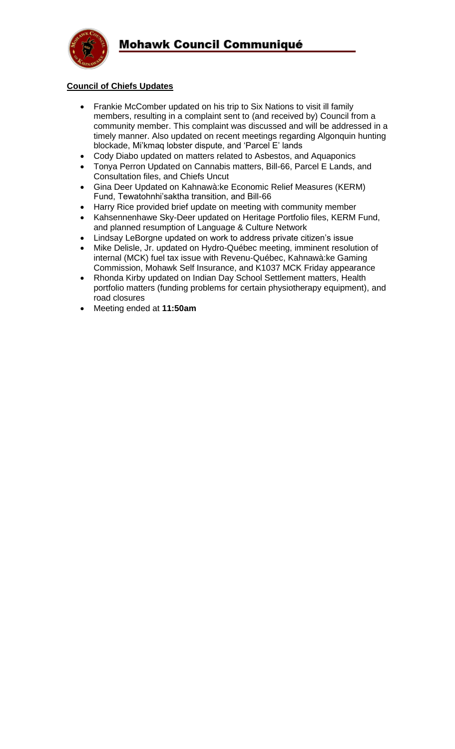## Council of Chiefs Updates

- Frankie McComber updated on his trip to Six Nations to visit ill family members, resulting in a complaint sent to (and received by) Council from a community member. This complaint was discussed and will be addressed in a timely manner. Also updated on recent meetings regarding Algonquin hunting blockade, Mi'kmaq lobster dispute, and 'Parcel E' lands
- Cody Diabo updated on matters related to Asbestos, and Aquaponics
- Tonya Perron Updated on Cannabis matters, Bill-66, Parcel E Lands, and Consultation files, and Chiefs Uncut
- Gina Deer Updated on Kahnawà:ke Economic Relief Measures (KERM) Fund, Tewatohnhi'saktha transition, and Bill-66
- Harry Rice provided brief update on meeting with community member
- Kahsennenhawe Sky-Deer updated on Heritage Portfolio files, KERM Fund, and planned resumption of Language & Culture Network
- Lindsay LeBorgne updated on work to address private citizen's issue
- Mike Delisle, Jr. updated on Hydro-Québec meeting, imminent resolution of internal (MCK) fuel tax issue with Revenu-Québec, Kahnawà:ke Gaming Commission, Mohawk Self Insurance, and K1037 MCK Friday appearance
- Rhonda Kirby updated on Indian Day School Settlement matters, Health portfolio matters (funding problems for certain physiotherapy equipment), and road closures
- Meeting ended at **11:50am**